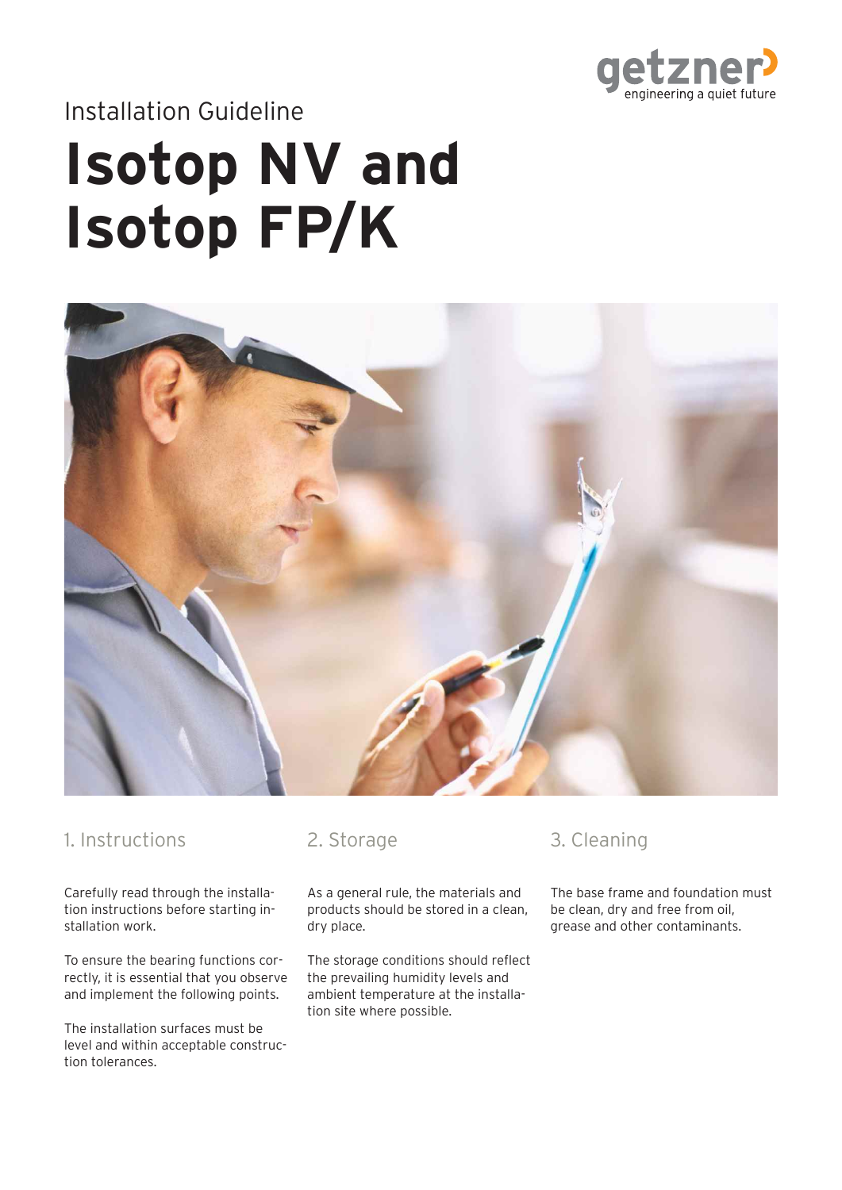getzner engineering a quiet future

Installation Guideline

# Isotop NV and Isotop FP/K

## 1. Instructions

Carefully read through the installation instructions before starting installation work.

To ensure the bearing functions correctly, it is essential that you observe and implement the following points.

The installation surfaces must be level and within acceptable construction tolerances.

## 2. Storage

As a general rule, the materials and products should be stored in a clean, dry place.

The storage conditions should reflect the prevailing humidity levels and ambient temperature at the installation site where possible.

## 3. Cleaning

The base frame and foundation must be clean, dry and free from oil, grease and other contaminants.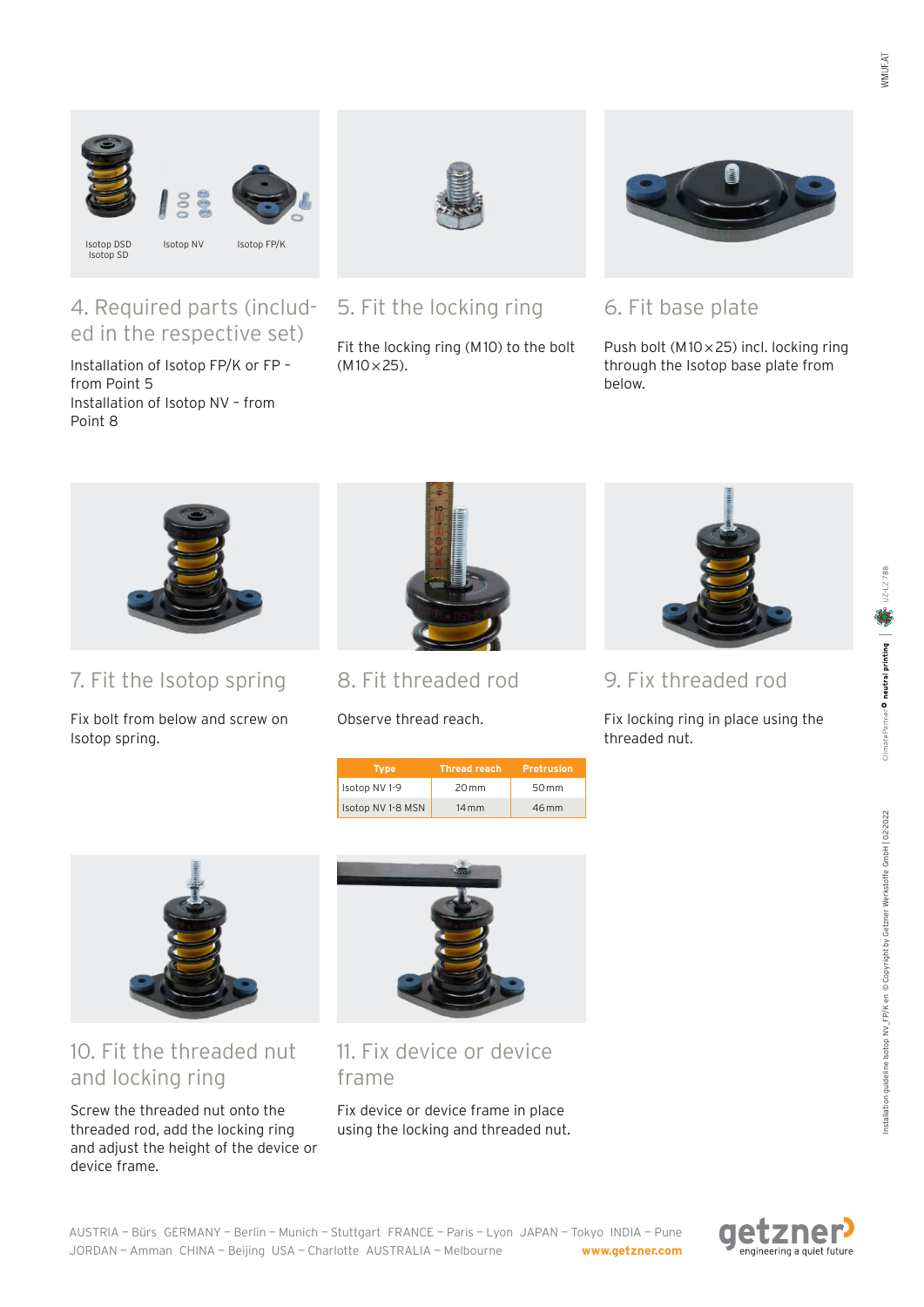Isotop DSD
Isotop SD

Isotop NV

Isotop FP/K

## 4. Required parts (included in the respective set)

Installation of Isotop FP/K or FP – from Point 5
Installation of Isotop NV – from Point 8

## 5. Fit the locking ring

Fit the locking ring (M10) to the bolt (M10 × 25).

## 6. Fit base plate

Push bolt (M10 × 25) incl. locking ring through the Isotop base plate from below.

## 7. Fit the Isotop spring

Fix bolt from below and screw on Isotop spring.

## 8. Fit threaded rod

Observe thread reach.

| Type | Thread reach | Protrusion |
|---|---|---|
| Isotop NV 1-9 | 20 mm | 50 mm |
| Isotop NV 1-8 MSN | 14 mm | 46 mm |

## 9. Fix threaded rod

Fix locking ring in place using the threaded nut.

## 10. Fit the threaded nut and locking ring

Screw the threaded nut onto the threaded rod, add the locking ring and adjust the height of the device or device frame.

## 11. Fix device or device frame

Fix device or device frame in place using the locking and threaded nut.

AUSTRIA – Bürs GERMANY – Berlin – Munich – Stuttgart FRANCE – Paris – Lyon JAPAN – Tokyo INDIA – Pune
JORDAN – Amman CHINA – Beijing USA – Charlotte AUSTRALIA – Melbourne **www.getzner.com**

getzner engineering a quiet future

Installation guideline Isotop NV_FP/K en ©Copyright by Getzner Werkstoffe GmbH | 02-2022